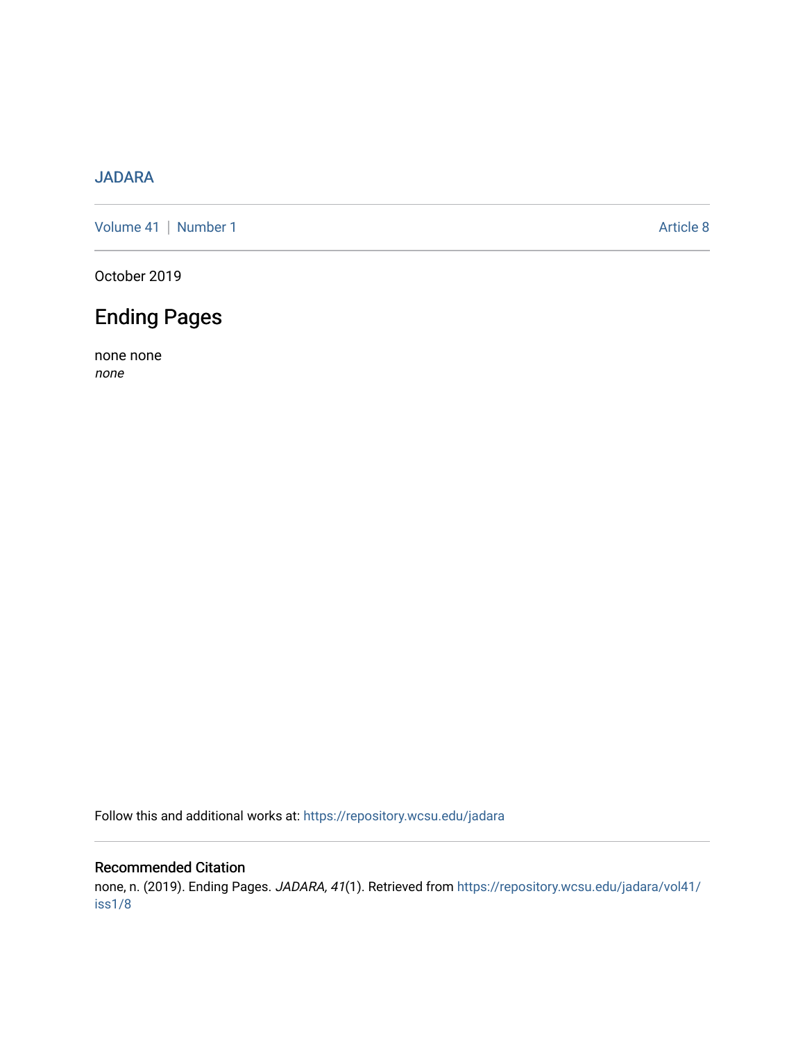JADARA

Volume 41 | Number 1 Article 8

October 2019

# Ending Pages

none none
*none*

Follow this and additional works at: https://repository.wcsu.edu/jadara

## Recommended Citation

none, n. (2019). Ending Pages. *JADARA, 41*(1). Retrieved from https://repository.wcsu.edu/jadara/vol41/iss1/8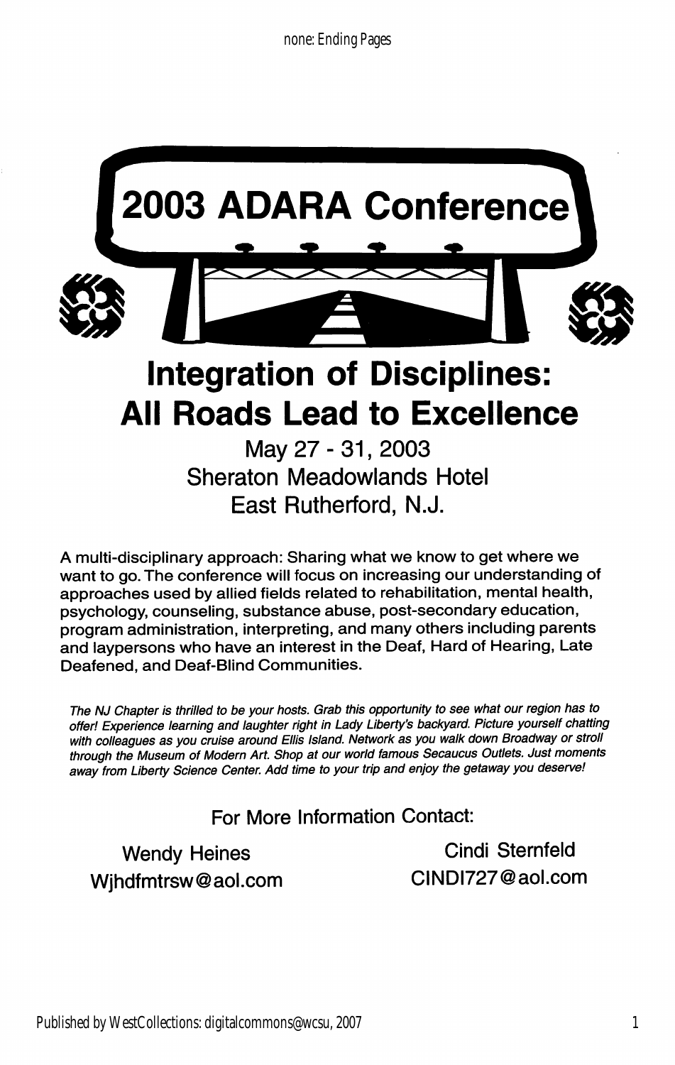# 2003 ADARA Conference

## Integration of Disciplines: All Roads Lead to Excellence

May 27 - 31, 2003
Sheraton Meadowlands Hotel
East Rutherford, N.J.

A multi-disciplinary approach: Sharing what we know to get where we want to go. The conference will focus on increasing our understanding of approaches used by allied fields related to rehabilitation, mental health, psychology, counseling, substance abuse, post-secondary education, program administration, interpreting, and many others including parents and laypersons who have an interest in the Deaf, Hard of Hearing, Late Deafened, and Deaf-Blind Communities.

*The NJ Chapter is thrilled to be your hosts. Grab this opportunity to see what our region has to offer! Experience learning and laughter right in Lady Liberty's backyard. Picture yourself chatting with colleagues as you cruise around Ellis Island. Network as you walk down Broadway or stroll through the Museum of Modern Art. Shop at our world famous Secaucus Outlets. Just moments away from Liberty Science Center. Add time to your trip and enjoy the getaway you deserve!*

For More Information Contact:

Wendy Heines
Wjhdfmtrsw@aol.com

Cindi Sternfeld
CINDI727@aol.com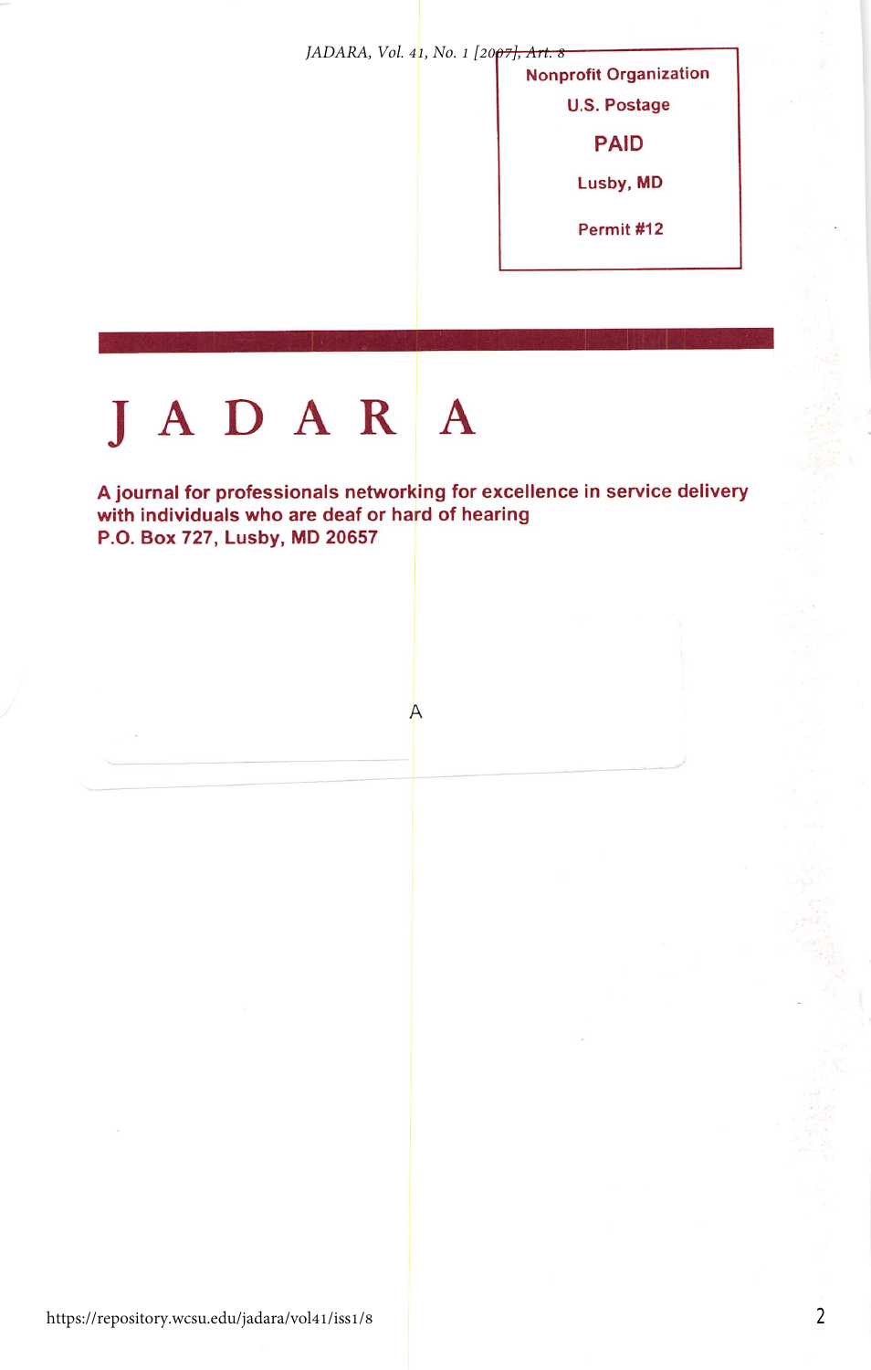Nonprofit Organization

U.S. Postage

PAID

Lusby, MD

Permit #12

# J A D A R A

**A journal for professionals networking for excellence in service delivery with individuals who are deaf or hard of hearing**
**P.O. Box 727, Lusby, MD 20657**

A